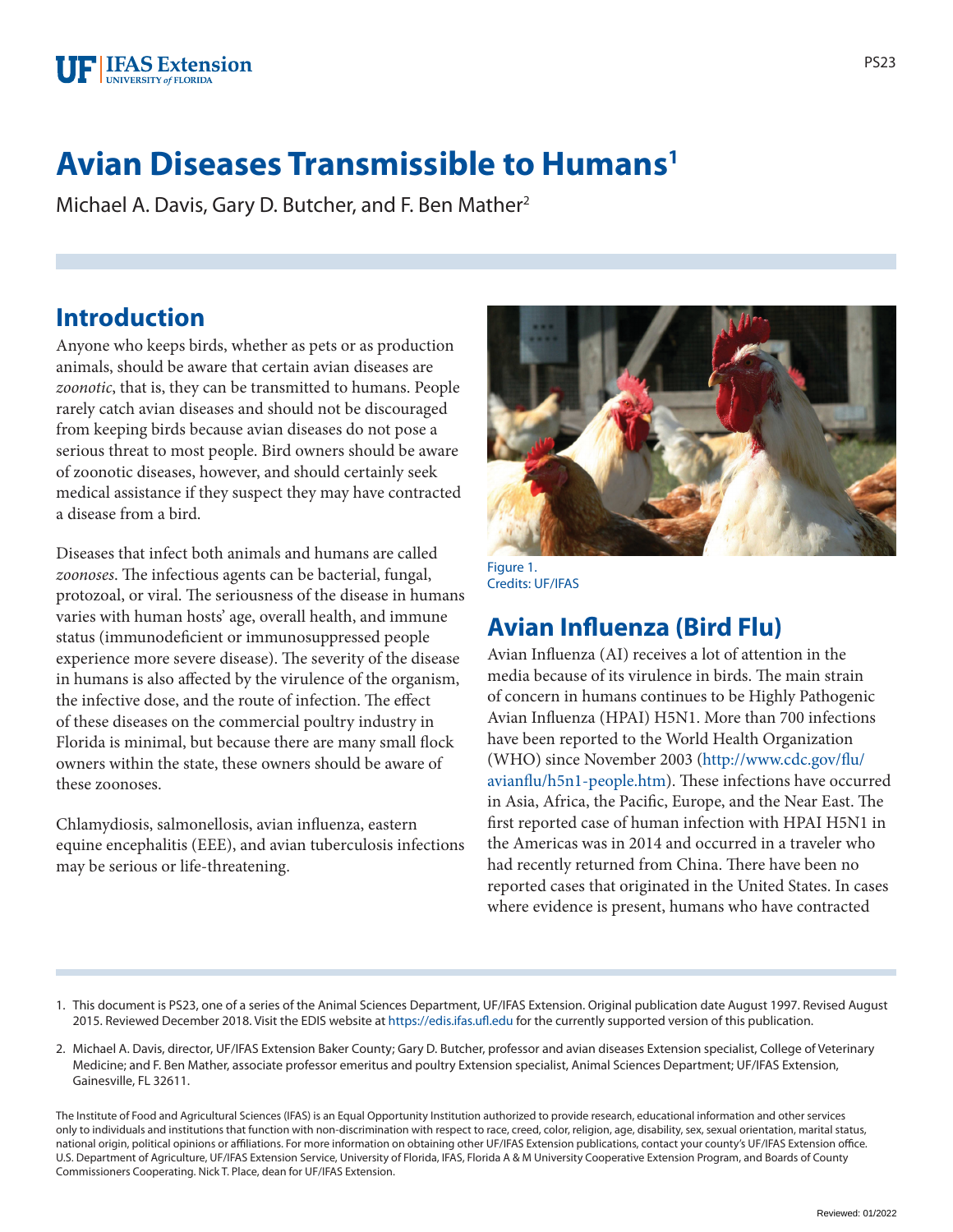# Avian Diseases Transmissible to Humans[1]

Michael A. Davis, Gary D. Butcher, and F. Ben Mather[2]

## Introduction

Anyone who keeps birds, whether as pets or as production animals, should be aware that certain avian diseases are *zoonotic*, that is, they can be transmitted to humans. People rarely catch avian diseases and should not be discouraged from keeping birds because avian diseases do not pose a serious threat to most people. Bird owners should be aware of zoonotic diseases, however, and should certainly seek medical assistance if they suspect they may have contracted a disease from a bird.

Diseases that infect both animals and humans are called *zoonoses*. The infectious agents can be bacterial, fungal, protozoal, or viral. The seriousness of the disease in humans varies with human hosts' age, overall health, and immune status (immunodeficient or immunosuppressed people experience more severe disease). The severity of the disease in humans is also affected by the virulence of the organism, the infective dose, and the route of infection. The effect of these diseases on the commercial poultry industry in Florida is minimal, but because there are many small flock owners within the state, these owners should be aware of these zoonoses.

Chlamydiosis, salmonellosis, avian influenza, eastern equine encephalitis (EEE), and avian tuberculosis infections may be serious or life-threatening.

Figure 1.
Credits: UF/IFAS

## Avian Influenza (Bird Flu)

Avian Influenza (AI) receives a lot of attention in the media because of its virulence in birds. The main strain of concern in humans continues to be Highly Pathogenic Avian Influenza (HPAI) H5N1. More than 700 infections have been reported to the World Health Organization (WHO) since November 2003 (http://www.cdc.gov/flu/avianflu/h5n1-people.htm). These infections have occurred in Asia, Africa, the Pacific, Europe, and the Near East. The first reported case of human infection with HPAI H5N1 in the Americas was in 2014 and occurred in a traveler who had recently returned from China. There have been no reported cases that originated in the United States. In cases where evidence is present, humans who have contracted

---

1. This document is PS23, one of a series of the Animal Sciences Department, UF/IFAS Extension. Original publication date August 1997. Revised August 2015. Reviewed December 2018. Visit the EDIS website at https://edis.ifas.ufl.edu for the currently supported version of this publication.

2. Michael A. Davis, director, UF/IFAS Extension Baker County; Gary D. Butcher, professor and avian diseases Extension specialist, College of Veterinary Medicine; and F. Ben Mather, associate professor emeritus and poultry Extension specialist, Animal Sciences Department; UF/IFAS Extension, Gainesville, FL 32611.

The Institute of Food and Agricultural Sciences (IFAS) is an Equal Opportunity Institution authorized to provide research, educational information and other services only to individuals and institutions that function with non-discrimination with respect to race, creed, color, religion, age, disability, sex, sexual orientation, marital status, national origin, political opinions or affiliations. For more information on obtaining other UF/IFAS Extension publications, contact your county's UF/IFAS Extension office. U.S. Department of Agriculture, UF/IFAS Extension Service, University of Florida, IFAS, Florida A & M University Cooperative Extension Program, and Boards of County Commissioners Cooperating. Nick T. Place, dean for UF/IFAS Extension.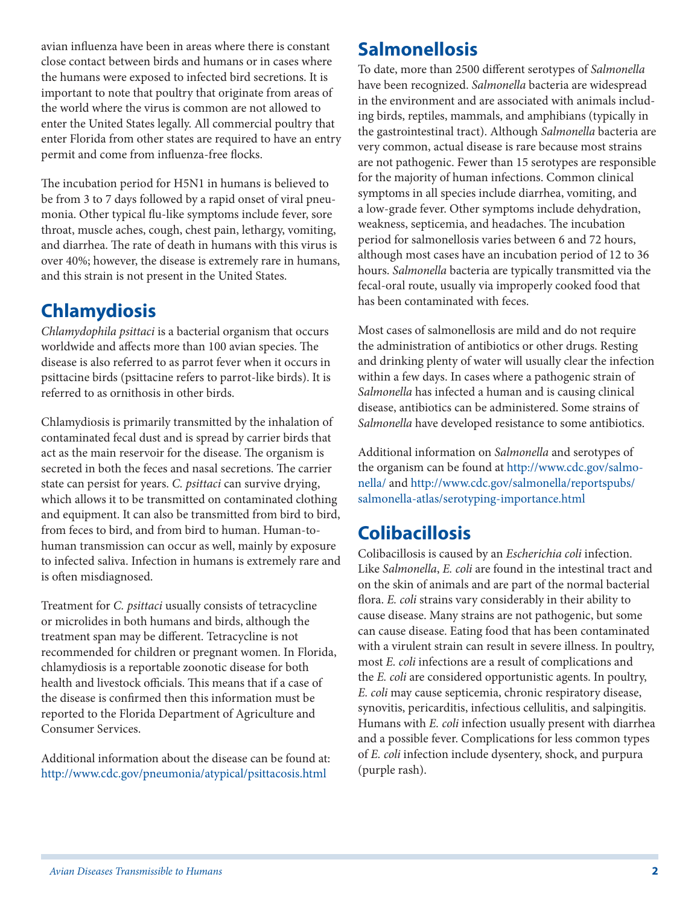avian influenza have been in areas where there is constant close contact between birds and humans or in cases where the humans were exposed to infected bird secretions. It is important to note that poultry that originate from areas of the world where the virus is common are not allowed to enter the United States legally. All commercial poultry that enter Florida from other states are required to have an entry permit and come from influenza-free flocks.

The incubation period for H5N1 in humans is believed to be from 3 to 7 days followed by a rapid onset of viral pneumonia. Other typical flu-like symptoms include fever, sore throat, muscle aches, cough, chest pain, lethargy, vomiting, and diarrhea. The rate of death in humans with this virus is over 40%; however, the disease is extremely rare in humans, and this strain is not present in the United States.

## Chlamydiosis

*Chlamydophila psittaci* is a bacterial organism that occurs worldwide and affects more than 100 avian species. The disease is also referred to as parrot fever when it occurs in psittacine birds (psittacine refers to parrot-like birds). It is referred to as ornithosis in other birds.

Chlamydiosis is primarily transmitted by the inhalation of contaminated fecal dust and is spread by carrier birds that act as the main reservoir for the disease. The organism is secreted in both the feces and nasal secretions. The carrier state can persist for years. *C. psittaci* can survive drying, which allows it to be transmitted on contaminated clothing and equipment. It can also be transmitted from bird to bird, from feces to bird, and from bird to human. Human-to-human transmission can occur as well, mainly by exposure to infected saliva. Infection in humans is extremely rare and is often misdiagnosed.

Treatment for *C. psittaci* usually consists of tetracycline or microlides in both humans and birds, although the treatment span may be different. Tetracycline is not recommended for children or pregnant women. In Florida, chlamydiosis is a reportable zoonotic disease for both health and livestock officials. This means that if a case of the disease is confirmed then this information must be reported to the Florida Department of Agriculture and Consumer Services.

Additional information about the disease can be found at: http://www.cdc.gov/pneumonia/atypical/psittacosis.html

## Salmonellosis

To date, more than 2500 different serotypes of *Salmonella* have been recognized. *Salmonella* bacteria are widespread in the environment and are associated with animals including birds, reptiles, mammals, and amphibians (typically in the gastrointestinal tract). Although *Salmonella* bacteria are very common, actual disease is rare because most strains are not pathogenic. Fewer than 15 serotypes are responsible for the majority of human infections. Common clinical symptoms in all species include diarrhea, vomiting, and a low-grade fever. Other symptoms include dehydration, weakness, septicemia, and headaches. The incubation period for salmonellosis varies between 6 and 72 hours, although most cases have an incubation period of 12 to 36 hours. *Salmonella* bacteria are typically transmitted via the fecal-oral route, usually via improperly cooked food that has been contaminated with feces.

Most cases of salmonellosis are mild and do not require the administration of antibiotics or other drugs. Resting and drinking plenty of water will usually clear the infection within a few days. In cases where a pathogenic strain of *Salmonella* has infected a human and is causing clinical disease, antibiotics can be administered. Some strains of *Salmonella* have developed resistance to some antibiotics.

Additional information on *Salmonella* and serotypes of the organism can be found at http://www.cdc.gov/salmonella/ and http://www.cdc.gov/salmonella/reportspubs/salmonella-atlas/serotyping-importance.html

## Colibacillosis

Colibacillosis is caused by an *Escherichia coli* infection. Like *Salmonella*, *E. coli* are found in the intestinal tract and on the skin of animals and are part of the normal bacterial flora. *E. coli* strains vary considerably in their ability to cause disease. Many strains are not pathogenic, but some can cause disease. Eating food that has been contaminated with a virulent strain can result in severe illness. In poultry, most *E. coli* infections are a result of complications and the *E. coli* are considered opportunistic agents. In poultry, *E. coli* may cause septicemia, chronic respiratory disease, synovitis, pericarditis, infectious cellulitis, and salpingitis. Humans with *E. coli* infection usually present with diarrhea and a possible fever. Complications for less common types of *E. coli* infection include dysentery, shock, and purpura (purple rash).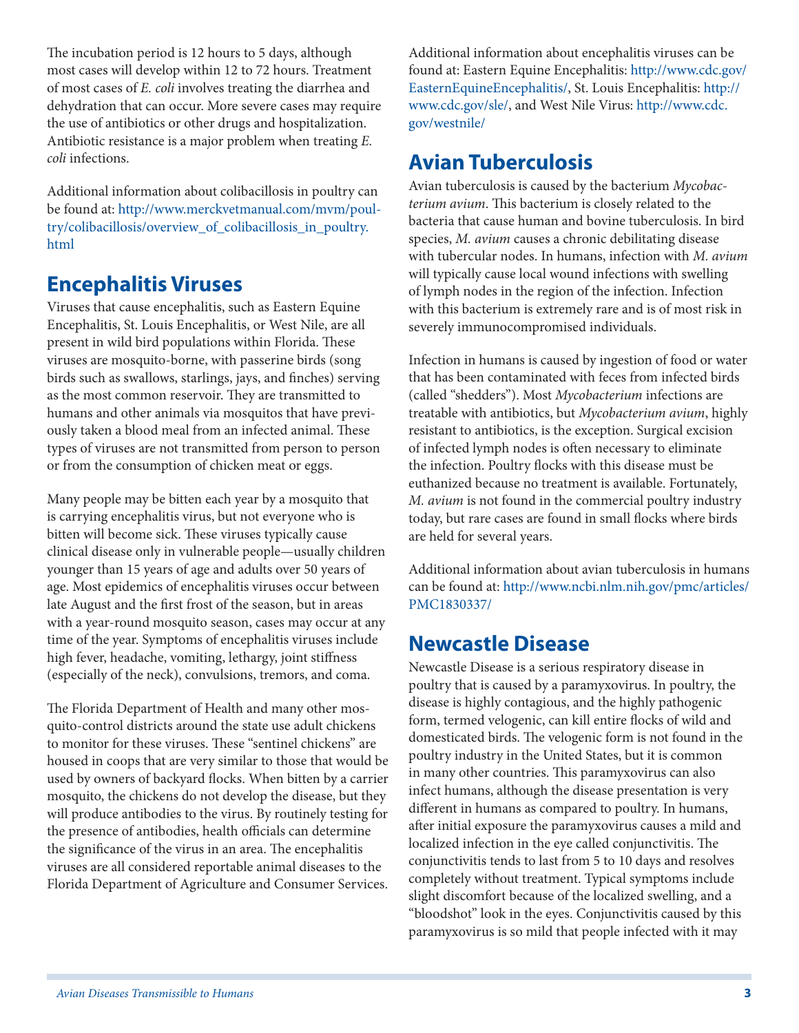The incubation period is 12 hours to 5 days, although most cases will develop within 12 to 72 hours. Treatment of most cases of *E. coli* involves treating the diarrhea and dehydration that can occur. More severe cases may require the use of antibiotics or other drugs and hospitalization. Antibiotic resistance is a major problem when treating *E. coli* infections.

Additional information about colibacillosis in poultry can be found at: http://www.merckvetmanual.com/mvm/poultry/colibacillosis/overview_of_colibacillosis_in_poultry.html

## Encephalitis Viruses

Viruses that cause encephalitis, such as Eastern Equine Encephalitis, St. Louis Encephalitis, or West Nile, are all present in wild bird populations within Florida. These viruses are mosquito-borne, with passerine birds (song birds such as swallows, starlings, jays, and finches) serving as the most common reservoir. They are transmitted to humans and other animals via mosquitos that have previously taken a blood meal from an infected animal. These types of viruses are not transmitted from person to person or from the consumption of chicken meat or eggs.

Many people may be bitten each year by a mosquito that is carrying encephalitis virus, but not everyone who is bitten will become sick. These viruses typically cause clinical disease only in vulnerable people—usually children younger than 15 years of age and adults over 50 years of age. Most epidemics of encephalitis viruses occur between late August and the first frost of the season, but in areas with a year-round mosquito season, cases may occur at any time of the year. Symptoms of encephalitis viruses include high fever, headache, vomiting, lethargy, joint stiffness (especially of the neck), convulsions, tremors, and coma.

The Florida Department of Health and many other mosquito-control districts around the state use adult chickens to monitor for these viruses. These "sentinel chickens" are housed in coops that are very similar to those that would be used by owners of backyard flocks. When bitten by a carrier mosquito, the chickens do not develop the disease, but they will produce antibodies to the virus. By routinely testing for the presence of antibodies, health officials can determine the significance of the virus in an area. The encephalitis viruses are all considered reportable animal diseases to the Florida Department of Agriculture and Consumer Services.

Additional information about encephalitis viruses can be found at: Eastern Equine Encephalitis: http://www.cdc.gov/EasternEquineEncephalitis/, St. Louis Encephalitis: http://www.cdc.gov/sle/, and West Nile Virus: http://www.cdc.gov/westnile/

## Avian Tuberculosis

Avian tuberculosis is caused by the bacterium *Mycobacterium avium*. This bacterium is closely related to the bacteria that cause human and bovine tuberculosis. In bird species, *M. avium* causes a chronic debilitating disease with tubercular nodes. In humans, infection with *M. avium* will typically cause local wound infections with swelling of lymph nodes in the region of the infection. Infection with this bacterium is extremely rare and is of most risk in severely immunocompromised individuals.

Infection in humans is caused by ingestion of food or water that has been contaminated with feces from infected birds (called "shedders"). Most *Mycobacterium* infections are treatable with antibiotics, but *Mycobacterium avium*, highly resistant to antibiotics, is the exception. Surgical excision of infected lymph nodes is often necessary to eliminate the infection. Poultry flocks with this disease must be euthanized because no treatment is available. Fortunately, *M. avium* is not found in the commercial poultry industry today, but rare cases are found in small flocks where birds are held for several years.

Additional information about avian tuberculosis in humans can be found at: http://www.ncbi.nlm.nih.gov/pmc/articles/PMC1830337/

## Newcastle Disease

Newcastle Disease is a serious respiratory disease in poultry that is caused by a paramyxovirus. In poultry, the disease is highly contagious, and the highly pathogenic form, termed velogenic, can kill entire flocks of wild and domesticated birds. The velogenic form is not found in the poultry industry in the United States, but it is common in many other countries. This paramyxovirus can also infect humans, although the disease presentation is very different in humans as compared to poultry. In humans, after initial exposure the paramyxovirus causes a mild and localized infection in the eye called conjunctivitis. The conjunctivitis tends to last from 5 to 10 days and resolves completely without treatment. Typical symptoms include slight discomfort because of the localized swelling, and a "bloodshot" look in the eyes. Conjunctivitis caused by this paramyxovirus is so mild that people infected with it may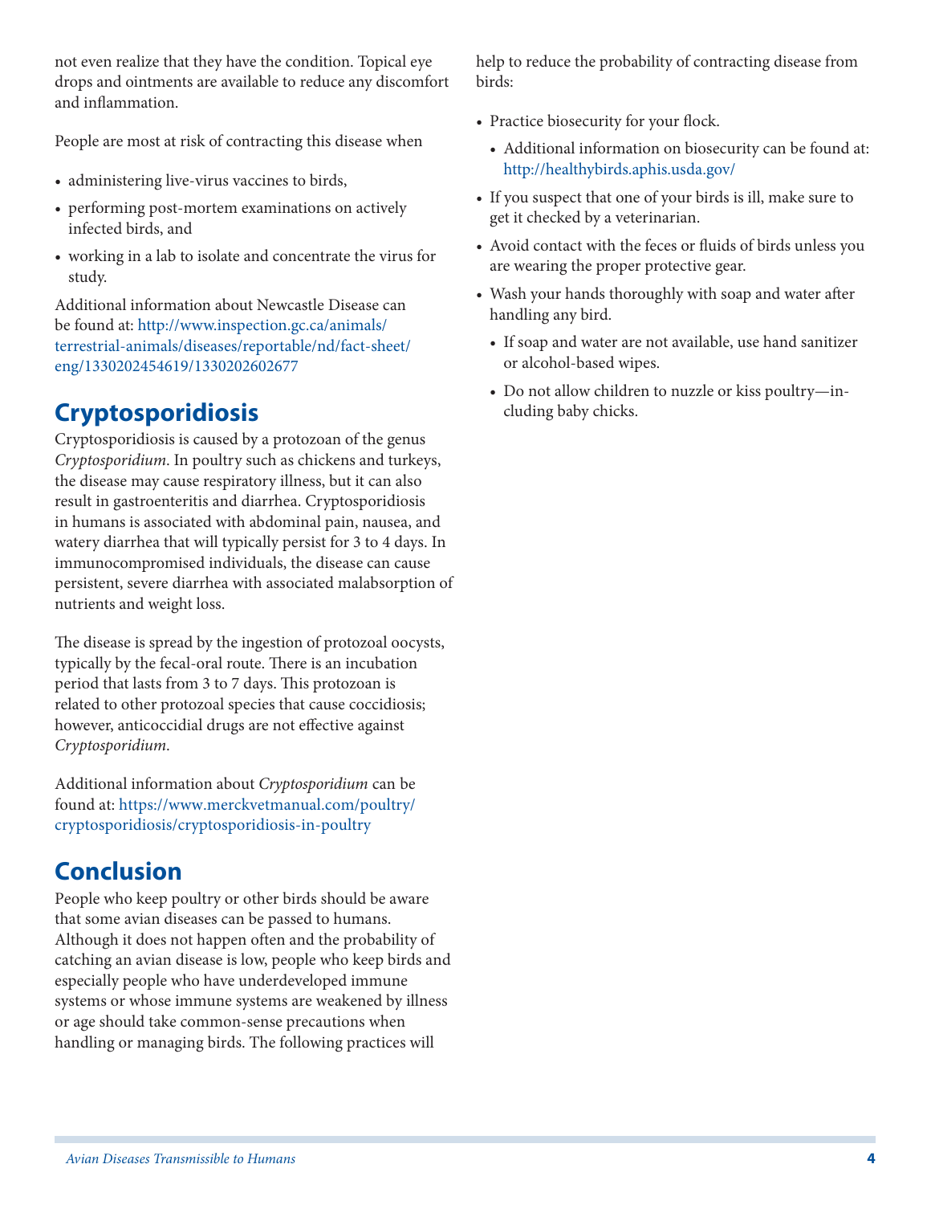not even realize that they have the condition. Topical eye drops and ointments are available to reduce any discomfort and inflammation.

People are most at risk of contracting this disease when

- administering live-virus vaccines to birds,
- performing post-mortem examinations on actively infected birds, and
- working in a lab to isolate and concentrate the virus for study.

Additional information about Newcastle Disease can be found at: http://www.inspection.gc.ca/animals/terrestrial-animals/diseases/reportable/nd/fact-sheet/eng/1330202454619/1330202602677

## Cryptosporidiosis

Cryptosporidiosis is caused by a protozoan of the genus *Cryptosporidium*. In poultry such as chickens and turkeys, the disease may cause respiratory illness, but it can also result in gastroenteritis and diarrhea. Cryptosporidiosis in humans is associated with abdominal pain, nausea, and watery diarrhea that will typically persist for 3 to 4 days. In immunocompromised individuals, the disease can cause persistent, severe diarrhea with associated malabsorption of nutrients and weight loss.

The disease is spread by the ingestion of protozoal oocysts, typically by the fecal-oral route. There is an incubation period that lasts from 3 to 7 days. This protozoan is related to other protozoal species that cause coccidiosis; however, anticoccidial drugs are not effective against *Cryptosporidium*.

Additional information about *Cryptosporidium* can be found at: https://www.merckvetmanual.com/poultry/cryptosporidiosis/cryptosporidiosis-in-poultry

## Conclusion

People who keep poultry or other birds should be aware that some avian diseases can be passed to humans. Although it does not happen often and the probability of catching an avian disease is low, people who keep birds and especially people who have underdeveloped immune systems or whose immune systems are weakened by illness or age should take common-sense precautions when handling or managing birds. The following practices will help to reduce the probability of contracting disease from birds:

- Practice biosecurity for your flock.
  - Additional information on biosecurity can be found at: http://healthybirds.aphis.usda.gov/
- If you suspect that one of your birds is ill, make sure to get it checked by a veterinarian.
- Avoid contact with the feces or fluids of birds unless you are wearing the proper protective gear.
- Wash your hands thoroughly with soap and water after handling any bird.
  - If soap and water are not available, use hand sanitizer or alcohol-based wipes.
  - Do not allow children to nuzzle or kiss poultry—including baby chicks.